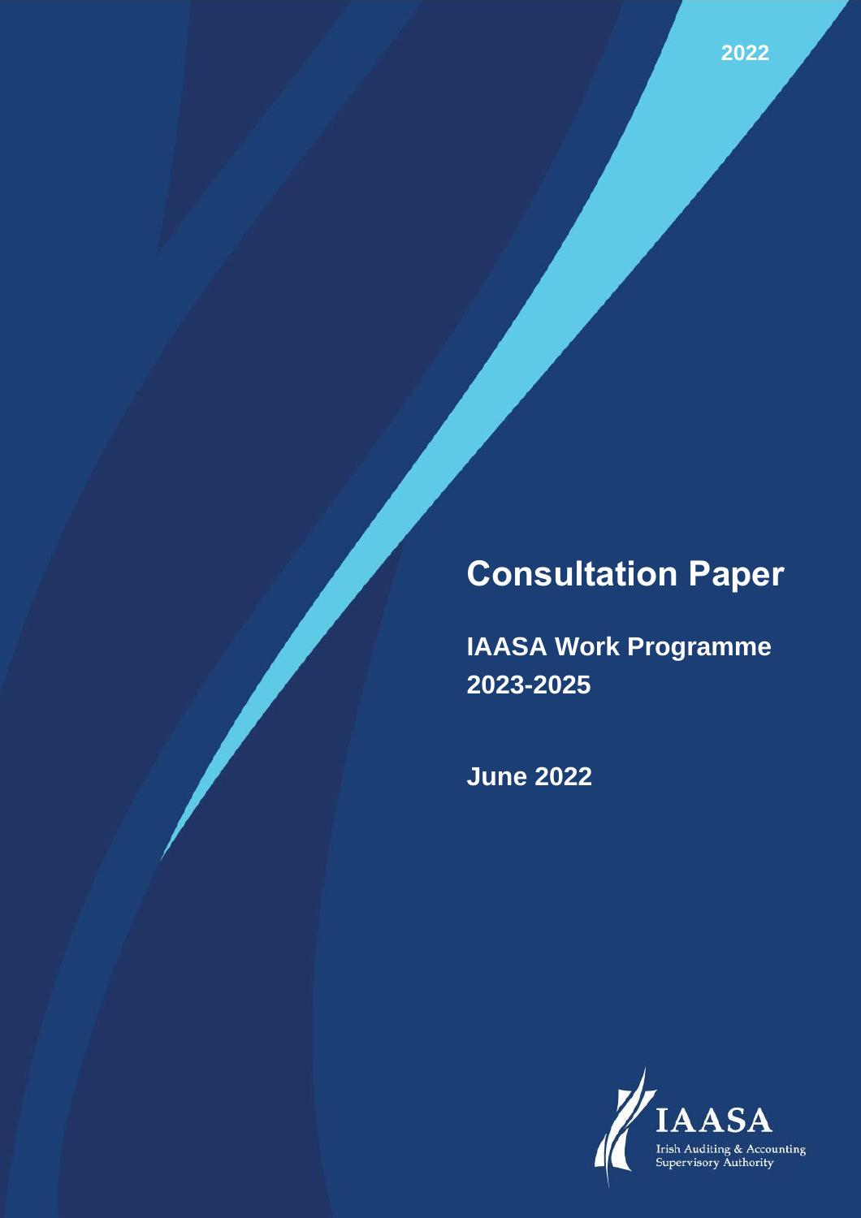2022

# Consultation Paper

## IAASA Work Programme 2023-2025

## June 2022

IAASA
Irish Auditing & Accounting Supervisory Authority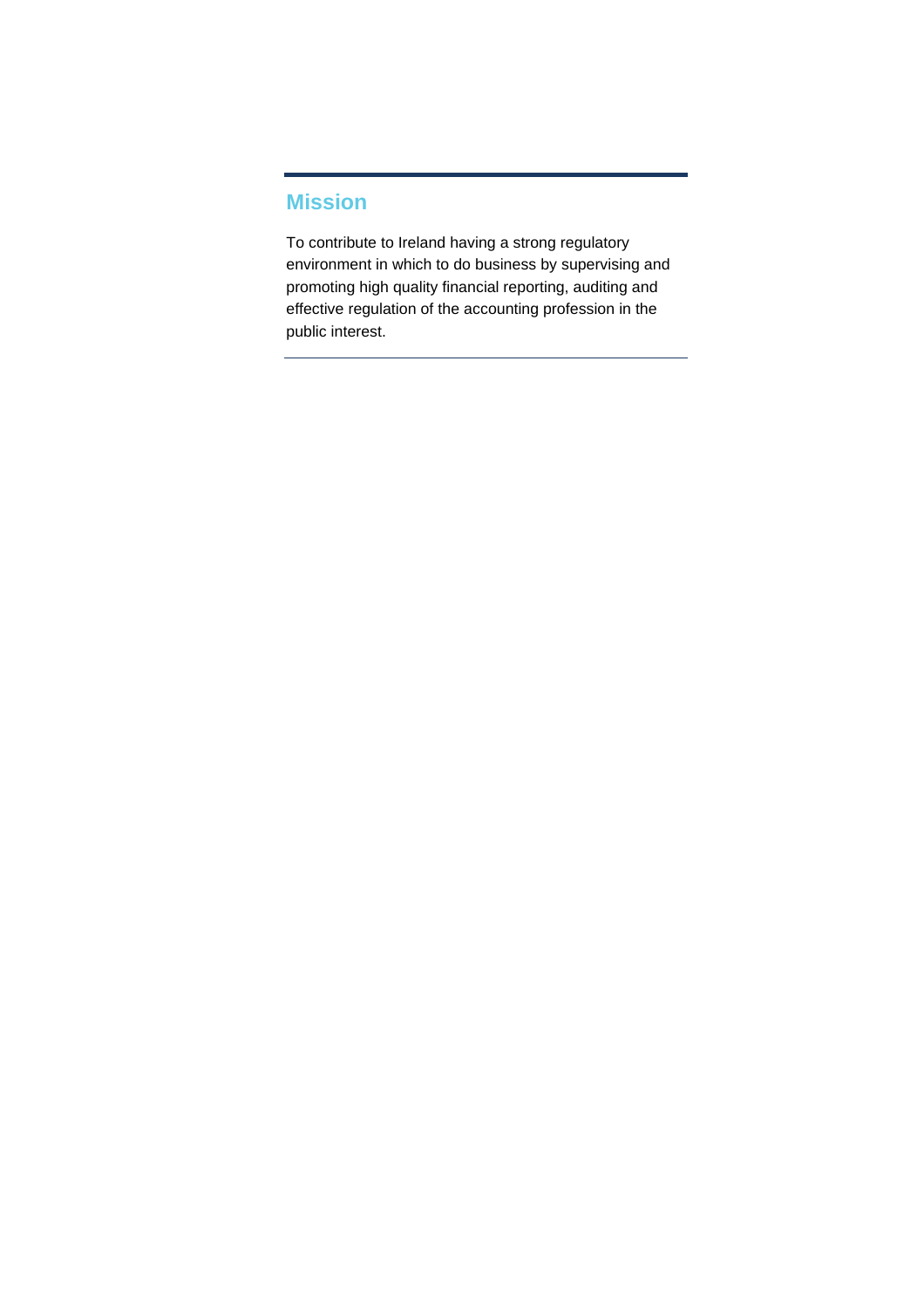## Mission

To contribute to Ireland having a strong regulatory environment in which to do business by supervising and promoting high quality financial reporting, auditing and effective regulation of the accounting profession in the public interest.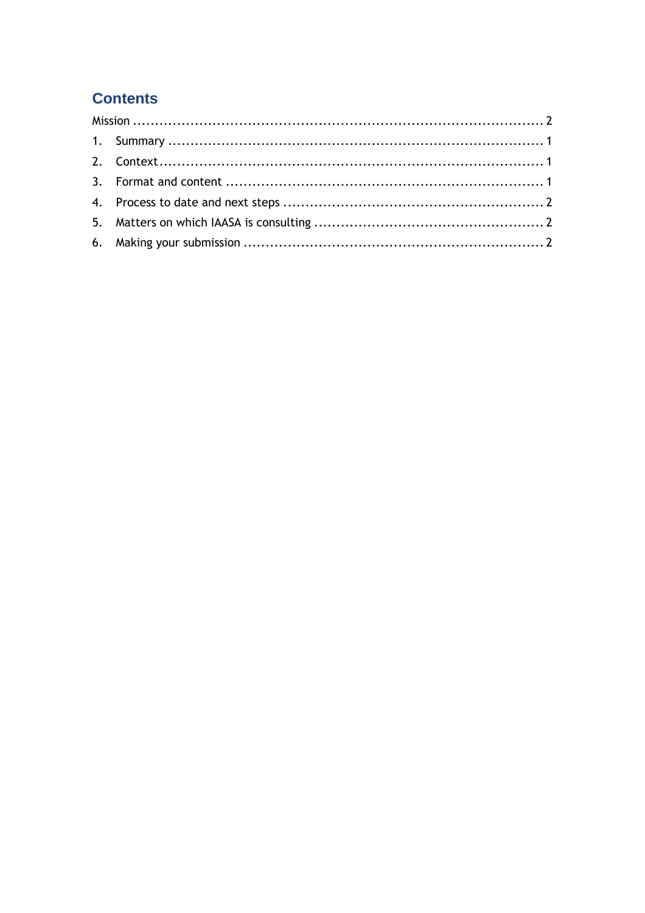## Contents

Mission ........................................................................................ 2

1. Summary ................................................................................. 1
2. Context..................................................................................... 1
3. Format and content ................................................................... 1
4. Process to date and next steps .................................................. 2
5. Matters on which IAASA is consulting ........................................ 2
6. Making your submission ............................................................ 2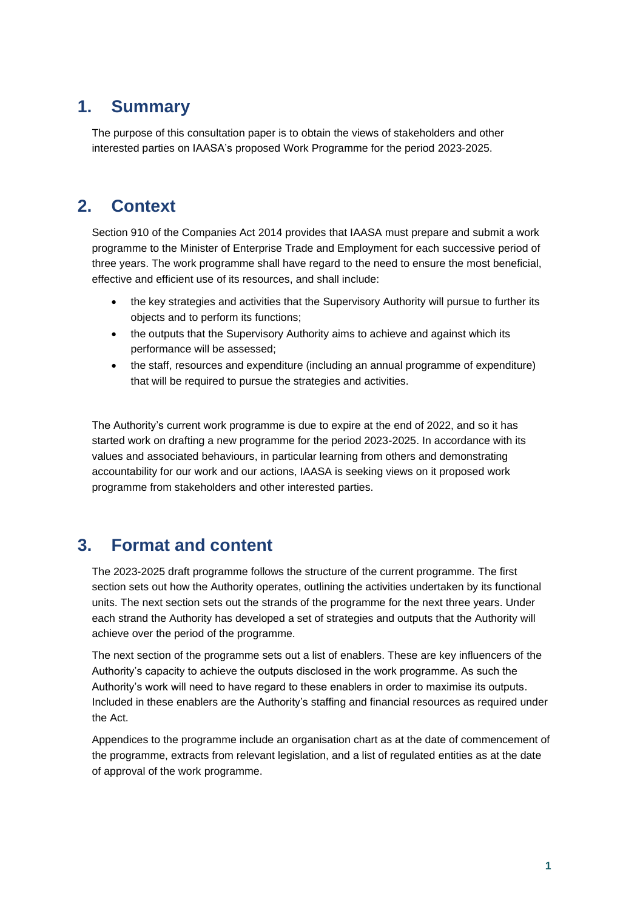## 1. Summary

The purpose of this consultation paper is to obtain the views of stakeholders and other interested parties on IAASA's proposed Work Programme for the period 2023-2025.

## 2. Context

Section 910 of the Companies Act 2014 provides that IAASA must prepare and submit a work programme to the Minister of Enterprise Trade and Employment for each successive period of three years. The work programme shall have regard to the need to ensure the most beneficial, effective and efficient use of its resources, and shall include:

- the key strategies and activities that the Supervisory Authority will pursue to further its objects and to perform its functions;
- the outputs that the Supervisory Authority aims to achieve and against which its performance will be assessed;
- the staff, resources and expenditure (including an annual programme of expenditure) that will be required to pursue the strategies and activities.

The Authority's current work programme is due to expire at the end of 2022, and so it has started work on drafting a new programme for the period 2023-2025. In accordance with its values and associated behaviours, in particular learning from others and demonstrating accountability for our work and our actions, IAASA is seeking views on it proposed work programme from stakeholders and other interested parties.

## 3. Format and content

The 2023-2025 draft programme follows the structure of the current programme. The first section sets out how the Authority operates, outlining the activities undertaken by its functional units. The next section sets out the strands of the programme for the next three years. Under each strand the Authority has developed a set of strategies and outputs that the Authority will achieve over the period of the programme.

The next section of the programme sets out a list of enablers. These are key influencers of the Authority's capacity to achieve the outputs disclosed in the work programme. As such the Authority's work will need to have regard to these enablers in order to maximise its outputs. Included in these enablers are the Authority's staffing and financial resources as required under the Act.

Appendices to the programme include an organisation chart as at the date of commencement of the programme, extracts from relevant legislation, and a list of regulated entities as at the date of approval of the work programme.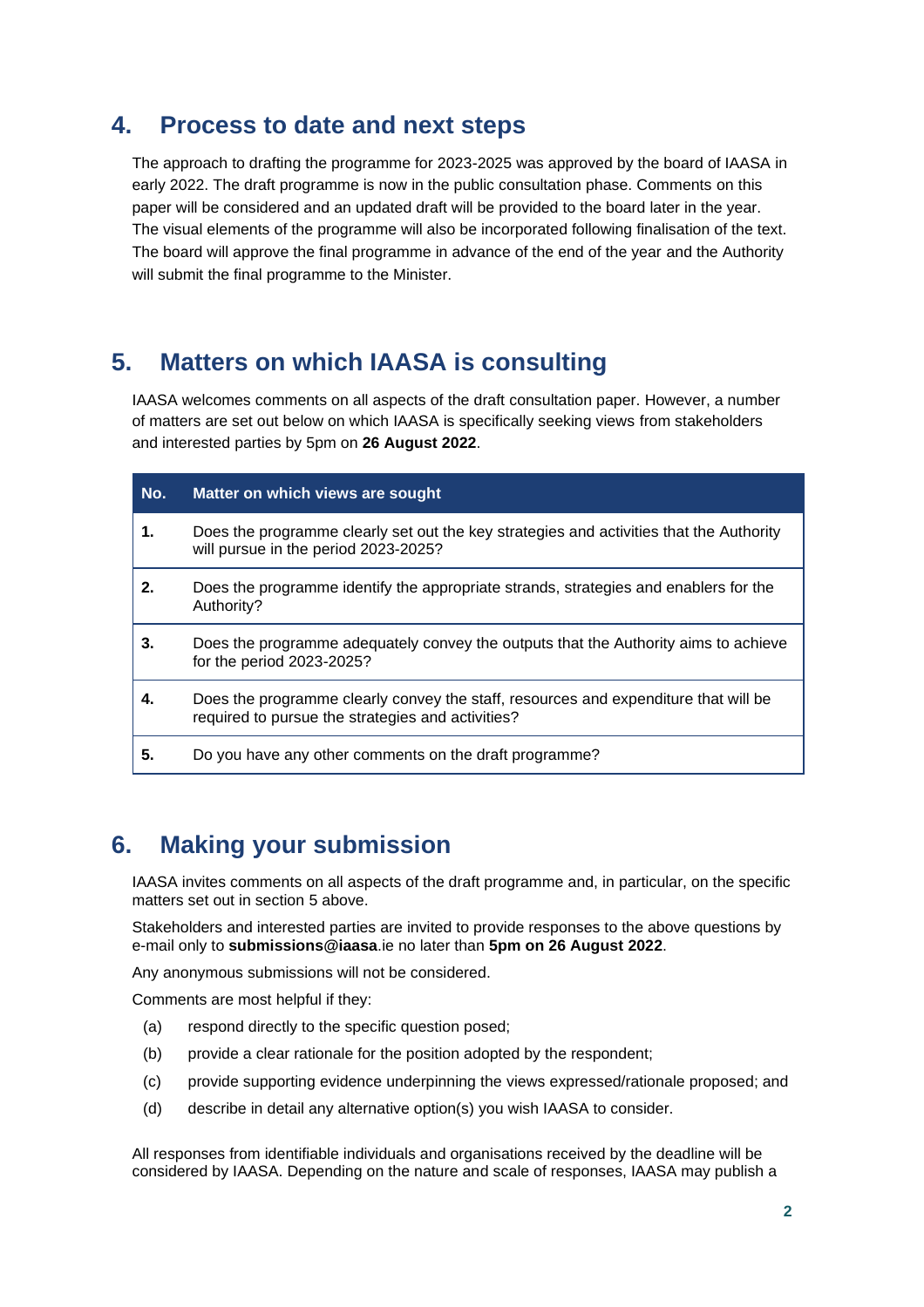## 4. Process to date and next steps

The approach to drafting the programme for 2023-2025 was approved by the board of IAASA in early 2022. The draft programme is now in the public consultation phase. Comments on this paper will be considered and an updated draft will be provided to the board later in the year. The visual elements of the programme will also be incorporated following finalisation of the text. The board will approve the final programme in advance of the end of the year and the Authority will submit the final programme to the Minister.

## 5. Matters on which IAASA is consulting

IAASA welcomes comments on all aspects of the draft consultation paper. However, a number of matters are set out below on which IAASA is specifically seeking views from stakeholders and interested parties by 5pm on **26 August 2022**.

| No. | Matter on which views are sought |
|---|---|
| **1.** | Does the programme clearly set out the key strategies and activities that the Authority will pursue in the period 2023-2025? |
| **2.** | Does the programme identify the appropriate strands, strategies and enablers for the Authority? |
| **3.** | Does the programme adequately convey the outputs that the Authority aims to achieve for the period 2023-2025? |
| **4.** | Does the programme clearly convey the staff, resources and expenditure that will be required to pursue the strategies and activities? |
| **5.** | Do you have any other comments on the draft programme? |

## 6. Making your submission

IAASA invites comments on all aspects of the draft programme and, in particular, on the specific matters set out in section 5 above.

Stakeholders and interested parties are invited to provide responses to the above questions by e-mail only to **submissions@iaasa**.ie no later than **5pm on 26 August 2022**.

Any anonymous submissions will not be considered.

Comments are most helpful if they:

(a) respond directly to the specific question posed;

(b) provide a clear rationale for the position adopted by the respondent;

(c) provide supporting evidence underpinning the views expressed/rationale proposed; and

(d) describe in detail any alternative option(s) you wish IAASA to consider.

All responses from identifiable individuals and organisations received by the deadline will be considered by IAASA. Depending on the nature and scale of responses, IAASA may publish a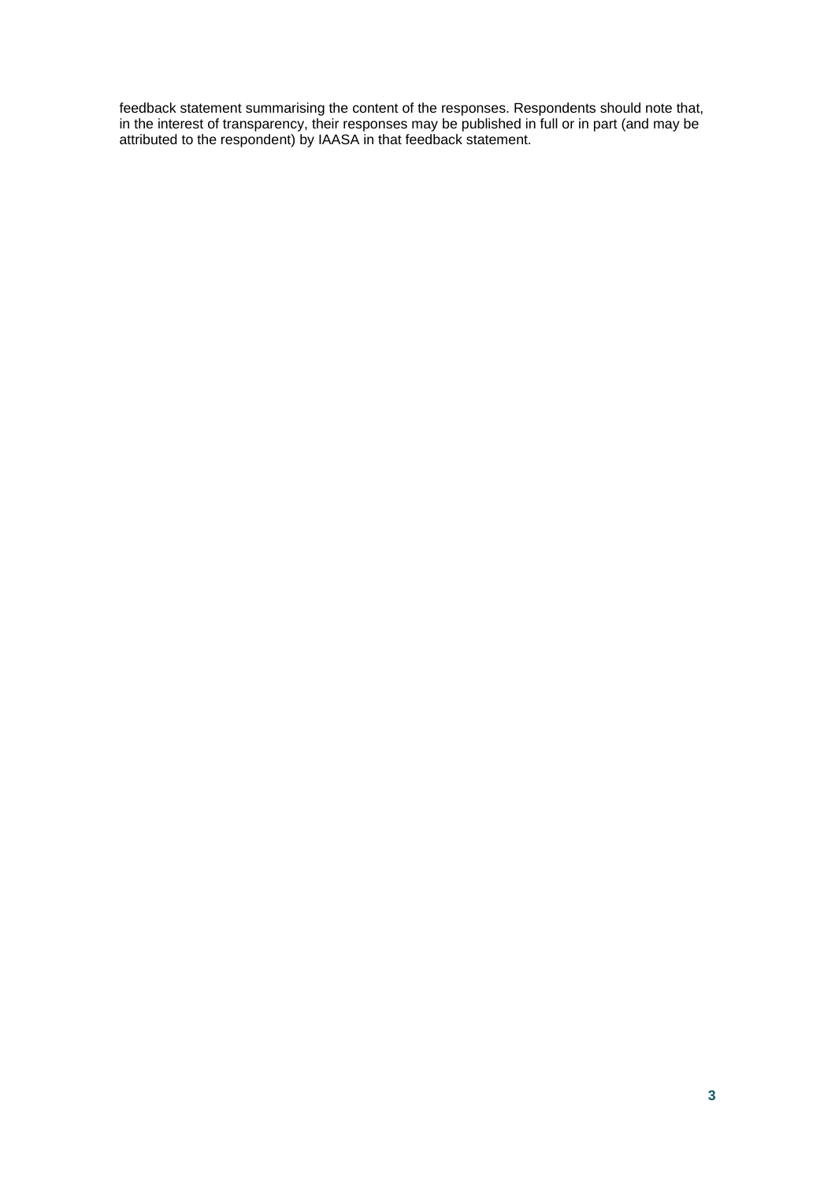feedback statement summarising the content of the responses. Respondents should note that, in the interest of transparency, their responses may be published in full or in part (and may be attributed to the respondent) by IAASA in that feedback statement.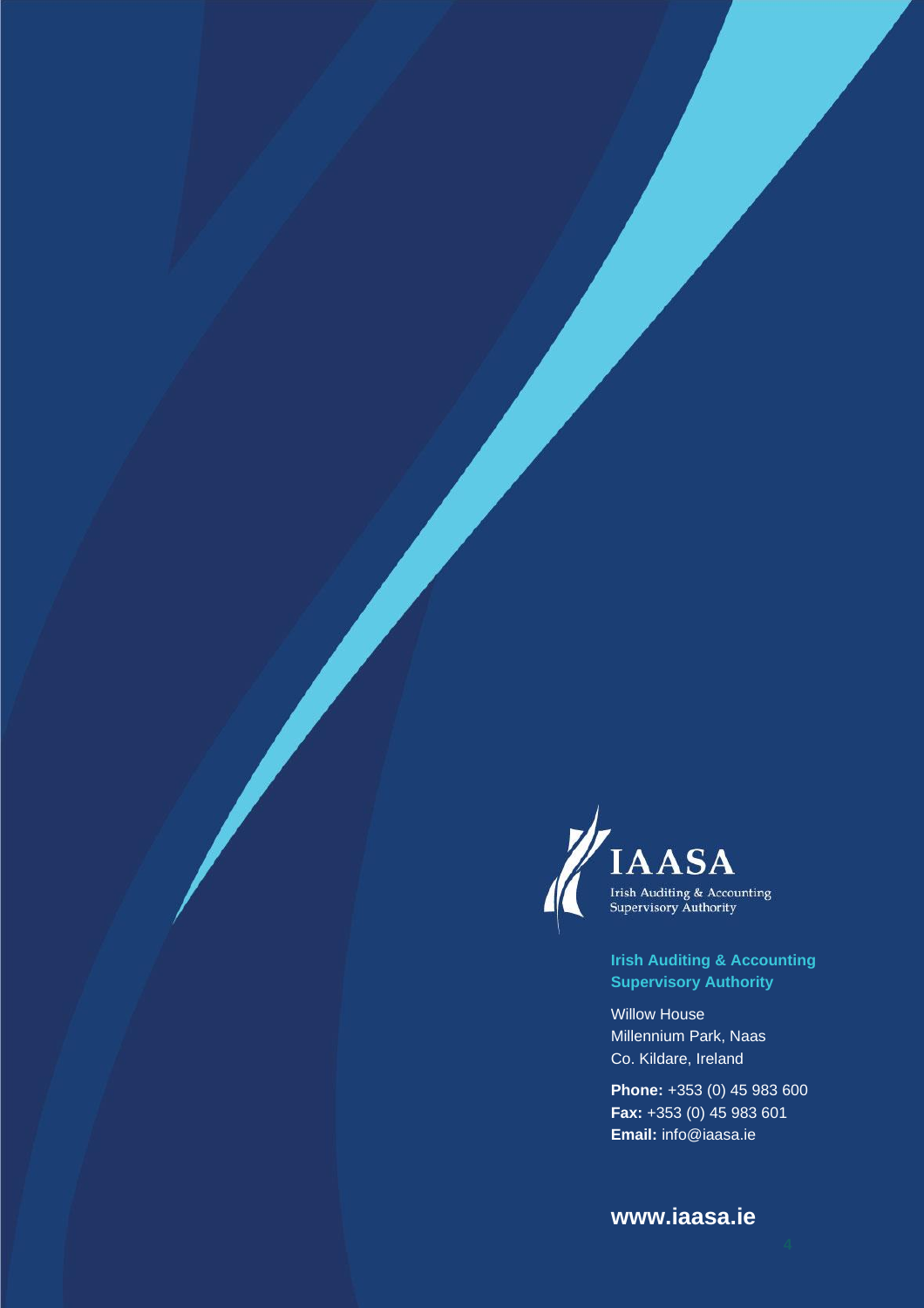**IAASA**

Irish Auditing & Accounting Supervisory Authority

**Irish Auditing & Accounting Supervisory Authority**

Willow House
Millennium Park, Naas
Co. Kildare, Ireland

**Phone:** +353 (0) 45 983 600
**Fax:** +353 (0) 45 983 601
**Email:** info@iaasa.ie

**www.iaasa.ie**